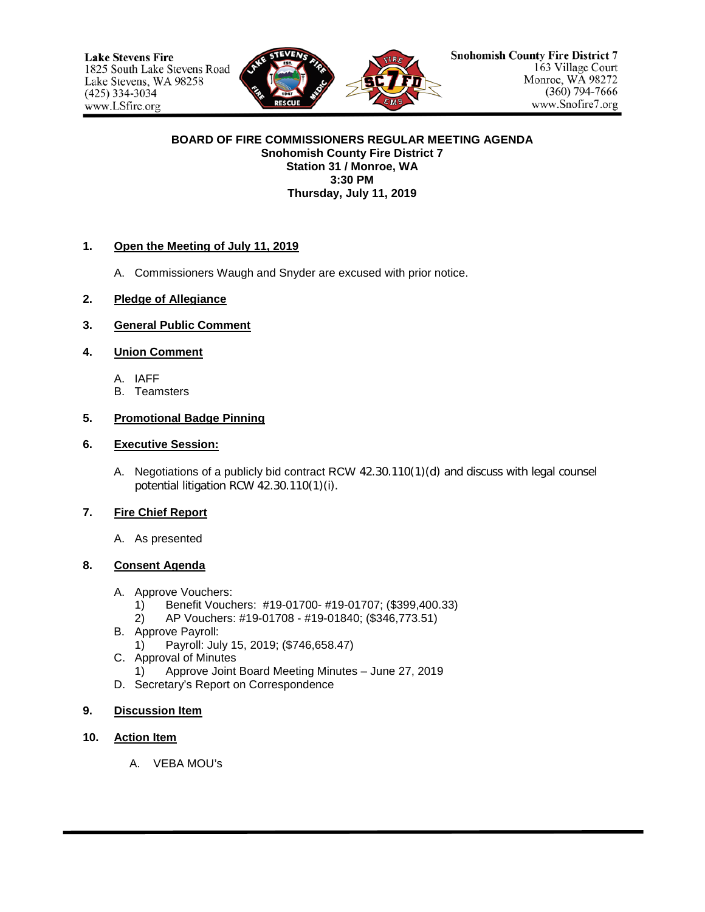Lake Stevens Fire
1825 South Lake Stevens Road
Lake Stevens, WA 98258
(425) 334-3034
www.LSfire.org

Snohomish County Fire District 7
163 Village Court
Monroe, WA 98272
(360) 794-7666
www.Snofire7.org

**BOARD OF FIRE COMMISSIONERS REGULAR MEETING AGENDA**
**Snohomish County Fire District 7**
**Station 31 / Monroe, WA**
**3:30 PM**
**Thursday, July 11, 2019**

**1. Open the Meeting of July 11, 2019**

A. Commissioners Waugh and Snyder are excused with prior notice.

**2. Pledge of Allegiance**

**3. General Public Comment**

**4. Union Comment**

A. IAFF
B. Teamsters

**5. Promotional Badge Pinning**

**6. Executive Session:**

A. Negotiations of a publicly bid contract RCW 42.30.110(1)(d) and discuss with legal counsel potential litigation RCW 42.30.110(1)(i).

**7. Fire Chief Report**

A. As presented

**8. Consent Agenda**

A. Approve Vouchers:
  1) Benefit Vouchers: #19-01700- #19-01707; ($399,400.33)
  2) AP Vouchers: #19-01708 - #19-01840; ($346,773.51)
B. Approve Payroll:
  1) Payroll: July 15, 2019; ($746,658.47)
C. Approval of Minutes
  1) Approve Joint Board Meeting Minutes – June 27, 2019
D. Secretary's Report on Correspondence

**9. Discussion Item**

**10. Action Item**

A. VEBA MOU's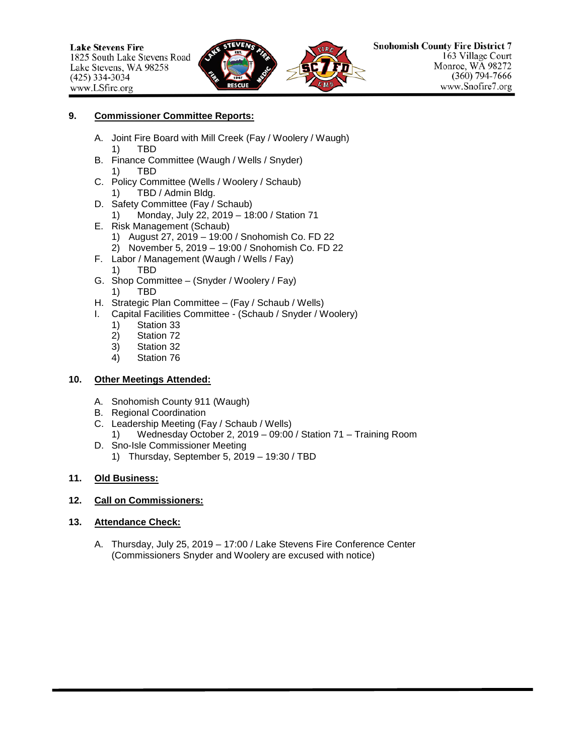Lake Stevens Fire
1825 South Lake Stevens Road
Lake Stevens, WA 98258
(425) 334-3034
www.LSfire.org

Snohomish County Fire District 7
163 Village Court
Monroe, WA 98272
(360) 794-7666
www.Snofire7.org

**9. Commissioner Committee Reports:**

A. Joint Fire Board with Mill Creek (Fay / Woolery / Waugh)
   1) TBD
B. Finance Committee (Waugh / Wells / Snyder)
   1) TBD
C. Policy Committee (Wells / Woolery / Schaub)
   1) TBD / Admin Bldg.
D. Safety Committee (Fay / Schaub)
   1) Monday, July 22, 2019 – 18:00 / Station 71
E. Risk Management (Schaub)
   1) August 27, 2019 – 19:00 / Snohomish Co. FD 22
   2) November 5, 2019 – 19:00 / Snohomish Co. FD 22
F. Labor / Management (Waugh / Wells / Fay)
   1) TBD
G. Shop Committee – (Snyder / Woolery / Fay)
   1) TBD
H. Strategic Plan Committee – (Fay / Schaub / Wells)
I. Capital Facilities Committee - (Schaub / Snyder / Woolery)
   1) Station 33
   2) Station 72
   3) Station 32
   4) Station 76

**10. Other Meetings Attended:**

A. Snohomish County 911 (Waugh)
B. Regional Coordination
C. Leadership Meeting (Fay / Schaub / Wells)
   1) Wednesday October 2, 2019 – 09:00 / Station 71 – Training Room
D. Sno-Isle Commissioner Meeting
   1) Thursday, September 5, 2019 – 19:30 / TBD

**11. Old Business:**

**12. Call on Commissioners:**

**13. Attendance Check:**

A. Thursday, July 25, 2019 – 17:00 / Lake Stevens Fire Conference Center
   (Commissioners Snyder and Woolery are excused with notice)